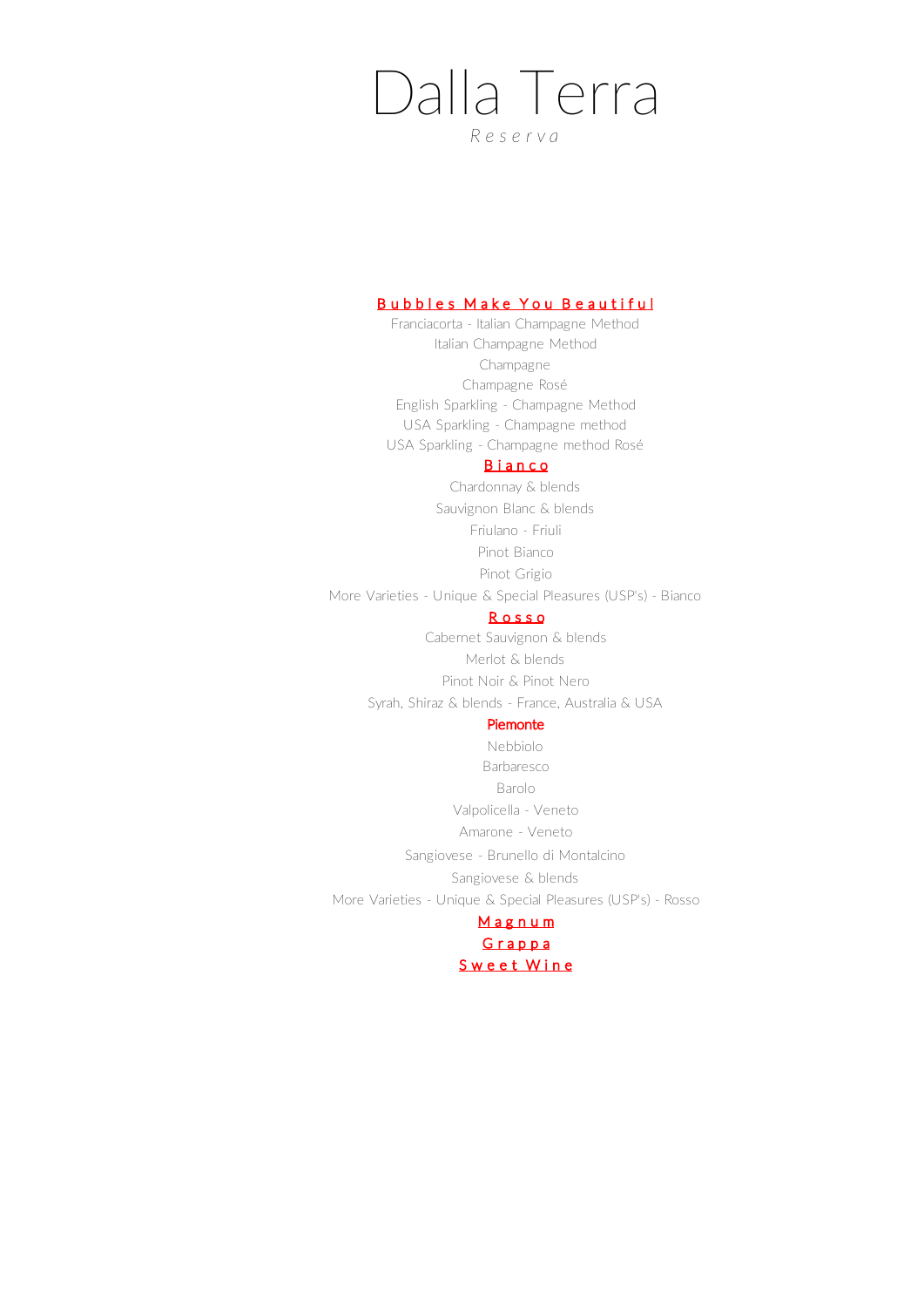# Dalla Terra

*Reserva*

## Bubbles Make You Beautiful

Franciacorta - Italian Champagne Method

Italian Champagne Method

Champagne

Champagne Rosé

English Sparkling - Champagne Method

USA Sparkling - Champagne method

USA Sparkling - Champagne method Rosé

## Bianco

Chardonnay & blends

Sauvignon Blanc & blends

Friulano - Friuli

Pinot Bianco

Pinot Grigio

More Varieties - Unique & Special Pleasures (USP's) - Bianco

## Rosso

Cabernet Sauvignon & blends

Merlot & blends

Pinot Noir & Pinot Nero

Syrah, Shiraz & blends - France, Australia & USA

## Piemonte

Nebbiolo

Barbaresco

Barolo

Valpolicella - Veneto

Amarone - Veneto

Sangiovese - Brunello di Montalcino

Sangiovese & blends

More Varieties - Unique & Special Pleasures (USP's) - Rosso

## Magnum

## Grappa

## Sweet Wine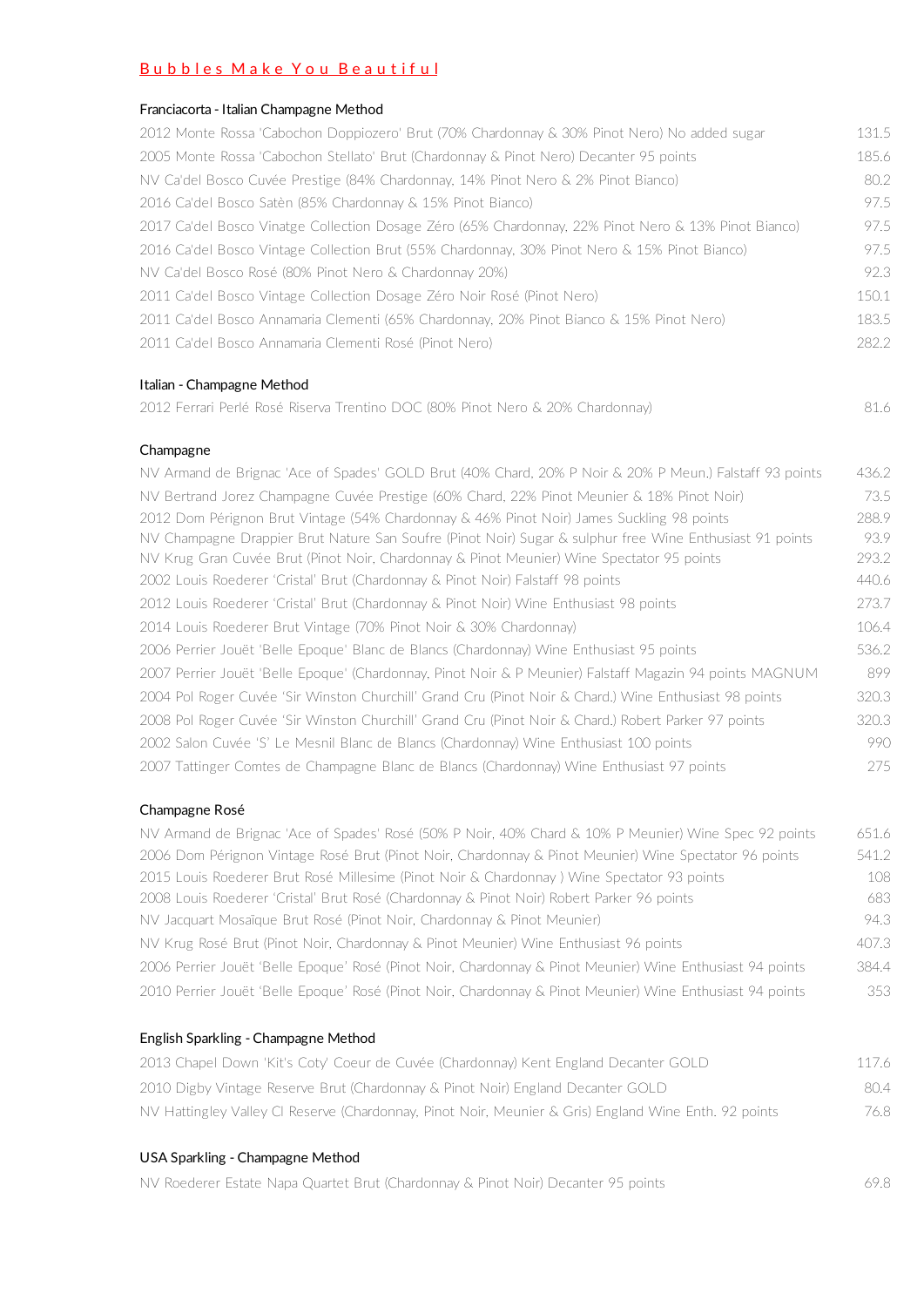## Bubbles Make You Beautiful

### Franciacorta - Italian Champagne Method

| | |
|---|---|
| 2012 Monte Rossa 'Cabochon Doppiozero' Brut (70% Chardonnay & 30% Pinot Nero) No added sugar | 131.5 |
| 2005 Monte Rossa 'Cabochon Stellato' Brut (Chardonnay & Pinot Nero) Decanter 95 points | 185.6 |
| NV Ca'del Bosco Cuvée Prestige (84% Chardonnay, 14% Pinot Nero & 2% Pinot Bianco) | 80.2 |
| 2016 Ca'del Bosco Satèn (85% Chardonnay & 15% Pinot Bianco) | 97.5 |
| 2017 Ca'del Bosco Vinatge Collection Dosage Zéro (65% Chardonnay, 22% Pinot Nero & 13% Pinot Bianco) | 97.5 |
| 2016 Ca'del Bosco Vintage Collection Brut (55% Chardonnay, 30% Pinot Nero & 15% Pinot Bianco) | 97.5 |
| NV Ca'del Bosco Rosé (80% Pinot Nero & Chardonnay 20%) | 92.3 |
| 2011 Ca'del Bosco Vintage Collection Dosage Zéro Noir Rosé (Pinot Nero) | 150.1 |
| 2011 Ca'del Bosco Annamaria Clementi (65% Chardonnay, 20% Pinot Bianco & 15% Pinot Nero) | 183.5 |
| 2011 Ca'del Bosco Annamaria Clementi Rosé (Pinot Nero) | 282.2 |

### Italian - Champagne Method

| | |
|---|---|
| 2012 Ferrari Perlé Rosé Riserva Trentino DOC (80% Pinot Nero & 20% Chardonnay) | 81.6 |

### Champagne

| | |
|---|---|
| NV Armand de Brignac 'Ace of Spades' GOLD Brut (40% Chard, 20% P Noir & 20% P Meun.) Falstaff 93 points | 436.2 |
| NV Bertrand Jorez Champagne Cuvée Prestige (60% Chard, 22% Pinot Meunier & 18% Pinot Noir) | 73.5 |
| 2012 Dom Pérignon Brut Vintage (54% Chardonnay & 46% Pinot Noir) James Suckling 98 points | 288.9 |
| NV Champagne Drappier Brut Nature San Soufre (Pinot Noir) Sugar & sulphur free Wine Enthusiast 91 points | 93.9 |
| NV Krug Gran Cuvée Brut (Pinot Noir, Chardonnay & Pinot Meunier) Wine Spectator 95 points | 293.2 |
| 2002 Louis Roederer 'Cristal' Brut (Chardonnay & Pinot Noir) Falstaff 98 points | 440.6 |
| 2012 Louis Roederer 'Cristal' Brut (Chardonnay & Pinot Noir) Wine Enthusiast 98 points | 273.7 |
| 2014 Louis Roederer Brut Vintage (70% Pinot Noir & 30% Chardonnay) | 106.4 |
| 2006 Perrier Jouët 'Belle Epoque' Blanc de Blancs (Chardonnay) Wine Enthusiast 95 points | 536.2 |
| 2007 Perrier Jouët 'Belle Epoque' (Chardonnay, Pinot Noir & P Meunier) Falstaff Magazin 94 points MAGNUM | 899 |
| 2004 Pol Roger Cuvée 'Sir Winston Churchill' Grand Cru (Pinot Noir & Chard.) Wine Enthusiast 98 points | 320.3 |
| 2008 Pol Roger Cuvée 'Sir Winston Churchill' Grand Cru (Pinot Noir & Chard.) Robert Parker 97 points | 320.3 |
| 2002 Salon Cuvée 'S' Le Mesnil Blanc de Blancs (Chardonnay) Wine Enthusiast 100 points | 990 |
| 2007 Tattinger Comtes de Champagne Blanc de Blancs (Chardonnay) Wine Enthusiast 97 points | 275 |

### Champagne Rosé

| | |
|---|---|
| NV Armand de Brignac 'Ace of Spades' Rosé (50% P Noir, 40% Chard & 10% P Meunier) Wine Spec 92 points | 651.6 |
| 2006 Dom Pérignon Vintage Rosé Brut (Pinot Noir, Chardonnay & Pinot Meunier) Wine Spectator 96 points | 541.2 |
| 2015 Louis Roederer Brut Rosé Millesime (Pinot Noir & Chardonnay ) Wine Spectator 93 points | 108 |
| 2008 Louis Roederer 'Cristal' Brut Rosé (Chardonnay & Pinot Noir) Robert Parker 96 points | 683 |
| NV Jacquart Mosaïque Brut Rosé (Pinot Noir, Chardonnay & Pinot Meunier) | 94.3 |
| NV Krug Rosé Brut (Pinot Noir, Chardonnay & Pinot Meunier) Wine Enthusiast 96 points | 407.3 |
| 2006 Perrier Jouët 'Belle Epoque' Rosé (Pinot Noir, Chardonnay & Pinot Meunier) Wine Enthusiast 94 points | 384.4 |
| 2010 Perrier Jouët 'Belle Epoque' Rosé (Pinot Noir, Chardonnay & Pinot Meunier) Wine Enthusiast 94 points | 353 |

### English Sparkling - Champagne Method

| | |
|---|---|
| 2013 Chapel Down 'Kit's Coty' Coeur de Cuvée (Chardonnay) Kent England Decanter GOLD | 117.6 |
| 2010 Digby Vintage Reserve Brut (Chardonnay & Pinot Noir) England Decanter GOLD | 80.4 |
| NV Hattingley Valley Cl Reserve (Chardonnay, Pinot Noir, Meunier & Gris) England Wine Enth. 92 points | 76.8 |

### USA Sparkling - Champagne Method

| | |
|---|---|
| NV Roederer Estate Napa Quartet Brut (Chardonnay & Pinot Noir) Decanter 95 points | 69.8 |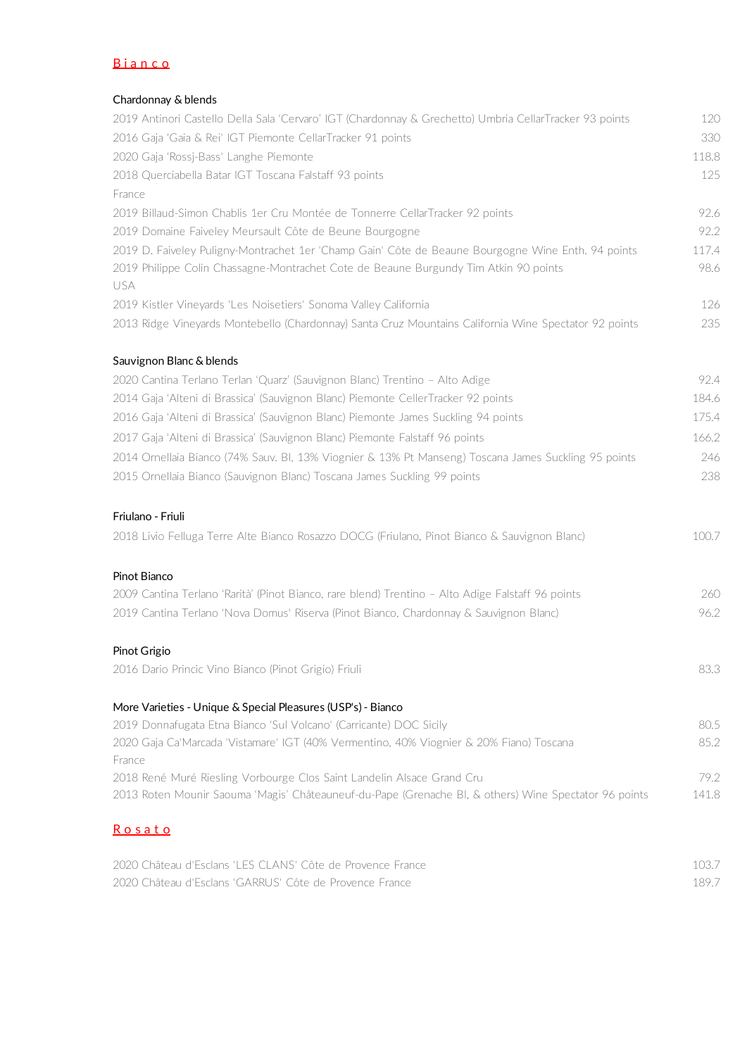## Bianco

### Chardonnay & blends

| | |
|---|---|
| 2019 Antinori Castello Della Sala 'Cervaro' IGT (Chardonnay & Grechetto) Umbria CellarTracker 93 points | 120 |
| 2016 Gaja 'Gaia & Rei' IGT Piemonte CellarTracker 91 points | 330 |
| 2020 Gaja 'Rossj-Bass' Langhe Piemonte | 118.8 |
| 2018 Querciabella Batar IGT Toscana Falstaff 93 points | 125 |
| France | |
| 2019 Billaud-Simon Chablis 1er Cru Montée de Tonnerre CellarTracker 92 points | 92.6 |
| 2019 Domaine Faiveley Meursault Côte de Beune Bourgogne | 92.2 |
| 2019 D. Faiveley Puligny-Montrachet 1er 'Champ Gain' Côte de Beaune Bourgogne Wine Enth. 94 points | 117.4 |
| 2019 Philippe Colin Chassagne-Montrachet Cote de Beaune Burgundy Tim Atkin 90 points | 98.6 |
| USA | |
| 2019 Kistler Vineyards 'Les Noisetiers' Sonoma Valley California | 126 |
| 2013 Ridge Vineyards Montebello (Chardonnay) Santa Cruz Mountains California Wine Spectator 92 points | 235 |

### Sauvignon Blanc & blends

| | |
|---|---|
| 2020 Cantina Terlano Terlan 'Quarz' (Sauvignon Blanc) Trentino – Alto Adige | 92.4 |
| 2014 Gaja 'Alteni di Brassica' (Sauvignon Blanc) Piemonte CellerTracker 92 points | 184.6 |
| 2016 Gaja 'Alteni di Brassica' (Sauvignon Blanc) Piemonte James Suckling 94 points | 175.4 |
| 2017 Gaja 'Alteni di Brassica' (Sauvignon Blanc) Piemonte Falstaff 96 points | 166.2 |
| 2014 Ornellaia Bianco (74% Sauv. Bl, 13% Viognier & 13% Pt Manseng) Toscana James Suckling 95 points | 246 |
| 2015 Ornellaia Bianco (Sauvignon Blanc) Toscana James Suckling 99 points | 238 |

### Friulano - Friuli

| | |
|---|---|
| 2018 Livio Felluga Terre Alte Bianco Rosazzo DOCG (Friulano, Pinot Bianco & Sauvignon Blanc) | 100.7 |

### Pinot Bianco

| | |
|---|---|
| 2009 Cantina Terlano 'Rarità' (Pinot Bianco, rare blend) Trentino – Alto Adige Falstaff 96 points | 260 |
| 2019 Cantina Terlano 'Nova Domus' Riserva (Pinot Bianco, Chardonnay & Sauvignon Blanc) | 96.2 |

### Pinot Grigio

| | |
|---|---|
| 2016 Dario Princic Vino Bianco (Pinot Grigio) Friuli | 83.3 |

### More Varieties - Unique & Special Pleasures (USP's) - Bianco

| | |
|---|---|
| 2019 Donnafugata Etna Bianco 'Sul Volcano' (Carricante) DOC Sicily | 80.5 |
| 2020 Gaja Ca'Marcada 'Vistamare' IGT (40% Vermentino, 40% Viognier & 20% Fiano) Toscana | 85.2 |
| France | |
| 2018 René Muré Riesling Vorbourge Clos Saint Landelin Alsace Grand Cru | 79.2 |
| 2013 Roten Mounir Saouma 'Magis' Châteauneuf-du-Pape (Grenache Bl, & others) Wine Spectator 96 points | 141.8 |

## Rosato

| | |
|---|---|
| 2020 Château d'Esclans 'LES CLANS' Côte de Provence France | 103.7 |
| 2020 Château d'Esclans 'GARRUS' Côte de Provence France | 189.7 |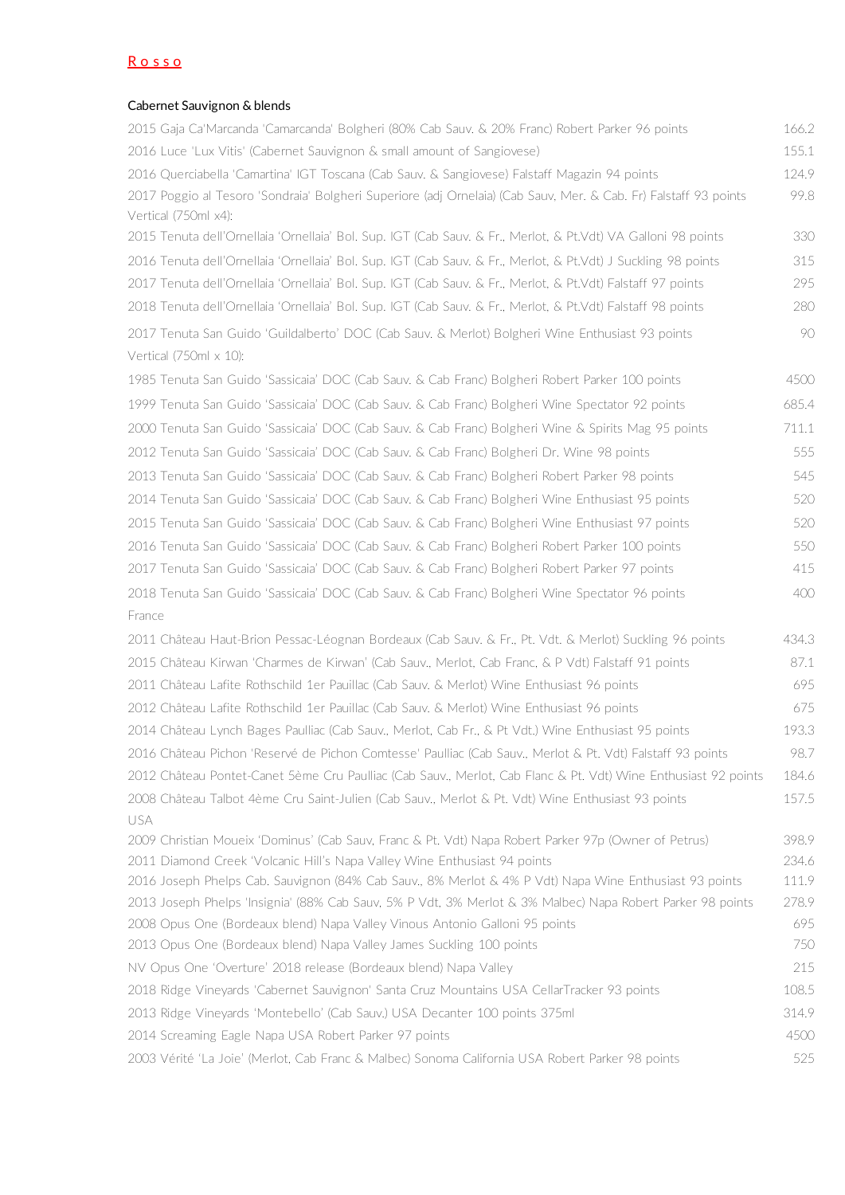# Rosso

### Cabernet Sauvignon & blends

| | |
|---|---|
| 2015 Gaja Ca'Marcanda 'Camarcanda' Bolgheri (80% Cab Sauv. & 20% Franc) Robert Parker 96 points | 166.2 |
| 2016 Luce 'Lux Vitis' (Cabernet Sauvignon & small amount of Sangiovese) | 155.1 |
| 2016 Querciabella 'Camartina' IGT Toscana (Cab Sauv. & Sangiovese) Falstaff Magazin 94 points | 124.9 |
| 2017 Poggio al Tesoro 'Sondraia' Bolgheri Superiore (adj Ornelaia) (Cab Sauv, Mer. & Cab. Fr) Falstaff 93 points | 99.8 |
| Vertical (750ml x4): | |
| 2015 Tenuta dell'Ornellaia 'Ornellaia' Bol. Sup. IGT (Cab Sauv. & Fr., Merlot, & Pt.Vdt) VA Galloni 98 points | 330 |
| 2016 Tenuta dell'Ornellaia 'Ornellaia' Bol. Sup. IGT (Cab Sauv. & Fr., Merlot, & Pt.Vdt) J Suckling 98 points | 315 |
| 2017 Tenuta dell'Ornellaia 'Ornellaia' Bol. Sup. IGT (Cab Sauv. & Fr., Merlot, & Pt.Vdt) Falstaff 97 points | 295 |
| 2018 Tenuta dell'Ornellaia 'Ornellaia' Bol. Sup. IGT (Cab Sauv. & Fr., Merlot, & Pt.Vdt) Falstaff 98 points | 280 |
| 2017 Tenuta San Guido 'Guildalberto' DOC (Cab Sauv. & Merlot) Bolgheri Wine Enthusiast 93 points | 90 |
| Vertical (750ml x 10): | |
| 1985 Tenuta San Guido 'Sassicaia' DOC (Cab Sauv. & Cab Franc) Bolgheri Robert Parker 100 points | 4500 |
| 1999 Tenuta San Guido 'Sassicaia' DOC (Cab Sauv. & Cab Franc) Bolgheri Wine Spectator 92 points | 685.4 |
| 2000 Tenuta San Guido 'Sassicaia' DOC (Cab Sauv. & Cab Franc) Bolgheri Wine & Spirits Mag 95 points | 711.1 |
| 2012 Tenuta San Guido 'Sassicaia' DOC (Cab Sauv. & Cab Franc) Bolgheri Dr. Wine 98 points | 555 |
| 2013 Tenuta San Guido 'Sassicaia' DOC (Cab Sauv. & Cab Franc) Bolgheri Robert Parker 98 points | 545 |
| 2014 Tenuta San Guido 'Sassicaia' DOC (Cab Sauv. & Cab Franc) Bolgheri Wine Enthusiast 95 points | 520 |
| 2015 Tenuta San Guido 'Sassicaia' DOC (Cab Sauv. & Cab Franc) Bolgheri Wine Enthusiast 97 points | 520 |
| 2016 Tenuta San Guido 'Sassicaia' DOC (Cab Sauv. & Cab Franc) Bolgheri Robert Parker 100 points | 550 |
| 2017 Tenuta San Guido 'Sassicaia' DOC (Cab Sauv. & Cab Franc) Bolgheri Robert Parker 97 points | 415 |
| 2018 Tenuta San Guido 'Sassicaia' DOC (Cab Sauv. & Cab Franc) Bolgheri Wine Spectator 96 points | 400 |
| France | |
| 2011 Château Haut-Brion Pessac-Léognan Bordeaux (Cab Sauv. & Fr., Pt. Vdt. & Merlot) Suckling 96 points | 434.3 |
| 2015 Château Kirwan 'Charmes de Kirwan' (Cab Sauv., Merlot, Cab Franc, & P Vdt) Falstaff 91 points | 87.1 |
| 2011 Château Lafite Rothschild 1er Pauillac (Cab Sauv. & Merlot) Wine Enthusiast 96 points | 695 |
| 2012 Château Lafite Rothschild 1er Pauillac (Cab Sauv. & Merlot) Wine Enthusiast 96 points | 675 |
| 2014 Château Lynch Bages Paulliac (Cab Sauv., Merlot, Cab Fr., & Pt Vdt.) Wine Enthusiast 95 points | 193.3 |
| 2016 Château Pichon 'Reservé de Pichon Comtesse' Paulliac (Cab Sauv., Merlot & Pt. Vdt) Falstaff 93 points | 98.7 |
| 2012 Château Pontet-Canet 5ème Cru Paulliac (Cab Sauv., Merlot, Cab Flanc & Pt. Vdt) Wine Enthusiast 92 points | 184.6 |
| 2008 Château Talbot 4ème Cru Saint-Julien (Cab Sauv., Merlot & Pt. Vdt) Wine Enthusiast 93 points | 157.5 |
| USA | |
| 2009 Christian Moueix 'Dominus' (Cab Sauv, Franc & Pt. Vdt) Napa Robert Parker 97p (Owner of Petrus) | 398.9 |
| 2011 Diamond Creek 'Volcanic Hill's Napa Valley Wine Enthusiast 94 points | 234.6 |
| 2016 Joseph Phelps Cab. Sauvignon (84% Cab Sauv., 8% Merlot & 4% P Vdt) Napa Wine Enthusiast 93 points | 111.9 |
| 2013 Joseph Phelps 'Insignia' (88% Cab Sauv, 5% P Vdt, 3% Merlot & 3% Malbec) Napa Robert Parker 98 points | 278.9 |
| 2008 Opus One (Bordeaux blend) Napa Valley Vinous Antonio Galloni 95 points | 695 |
| 2013 Opus One (Bordeaux blend) Napa Valley James Suckling 100 points | 750 |
| NV Opus One 'Overture' 2018 release (Bordeaux blend) Napa Valley | 215 |
| 2018 Ridge Vineyards 'Cabernet Sauvignon' Santa Cruz Mountains USA CellarTracker 93 points | 108.5 |
| 2013 Ridge Vineyards 'Montebello' (Cab Sauv.) USA Decanter 100 points 375ml | 314.9 |
| 2014 Screaming Eagle Napa USA Robert Parker 97 points | 4500 |
| 2003 Vérité 'La Joie' (Merlot, Cab Franc & Malbec) Sonoma California USA Robert Parker 98 points | 525 |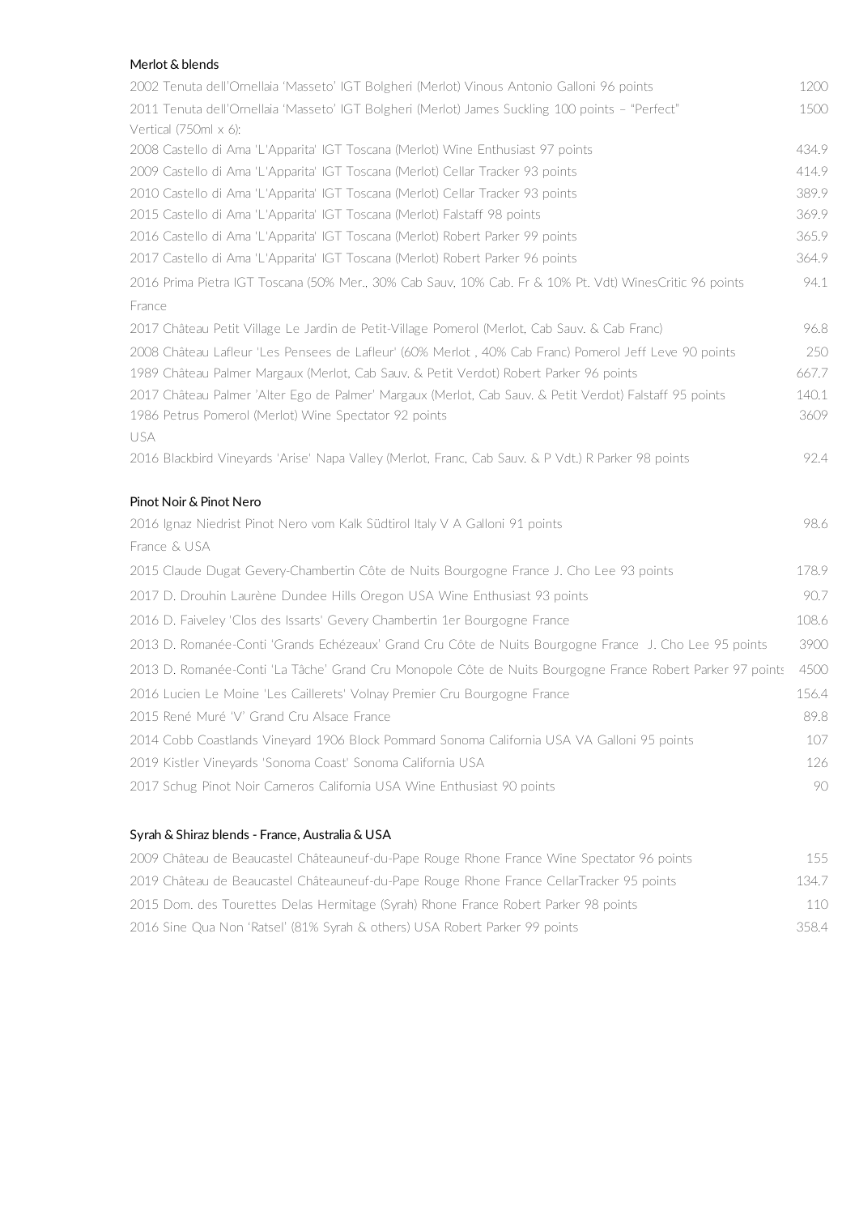## Merlot & blends

| | |
|---|---|
| 2002 Tenuta dell'Ornellaia 'Masseto' IGT Bolgheri (Merlot) Vinous Antonio Galloni 96 points | 1200 |
| 2011 Tenuta dell'Ornellaia 'Masseto' IGT Bolgheri (Merlot) James Suckling 100 points – "Perfect" | 1500 |
| Vertical (750ml x 6): | |
| 2008 Castello di Ama 'L'Apparita' IGT Toscana (Merlot) Wine Enthusiast 97 points | 434.9 |
| 2009 Castello di Ama 'L'Apparita' IGT Toscana (Merlot) Cellar Tracker 93 points | 414.9 |
| 2010 Castello di Ama 'L'Apparita' IGT Toscana (Merlot) Cellar Tracker 93 points | 389.9 |
| 2015 Castello di Ama 'L'Apparita' IGT Toscana (Merlot) Falstaff 98 points | 369.9 |
| 2016 Castello di Ama 'L'Apparita' IGT Toscana (Merlot) Robert Parker 99 points | 365.9 |
| 2017 Castello di Ama 'L'Apparita' IGT Toscana (Merlot) Robert Parker 96 points | 364.9 |
| 2016 Prima Pietra IGT Toscana (50% Mer., 30% Cab Sauv, 10% Cab. Fr & 10% Pt. Vdt) WinesCritic 96 points | 94.1 |
| France | |
| 2017 Château Petit Village Le Jardin de Petit-Village Pomerol (Merlot, Cab Sauv. & Cab Franc) | 96.8 |
| 2008 Château Lafleur 'Les Pensees de Lafleur' (60% Merlot , 40% Cab Franc) Pomerol Jeff Leve 90 points | 250 |
| 1989 Château Palmer Margaux (Merlot, Cab Sauv. & Petit Verdot) Robert Parker 96 points | 667.7 |
| 2017 Château Palmer 'Alter Ego de Palmer' Margaux (Merlot, Cab Sauv. & Petit Verdot) Falstaff 95 points | 140.1 |
| 1986 Petrus Pomerol (Merlot) Wine Spectator 92 points | 3609 |
| USA | |
| 2016 Blackbird Vineyards 'Arise' Napa Valley (Merlot, Franc, Cab Sauv. & P Vdt.) R Parker 98 points | 92.4 |

## Pinot Noir & Pinot Nero

| | |
|---|---|
| 2016 Ignaz Niedrist Pinot Nero vom Kalk Südtirol Italy V A Galloni 91 points | 98.6 |
| France & USA | |
| 2015 Claude Dugat Gevery-Chambertin Côte de Nuits Bourgogne France J. Cho Lee 93 points | 178.9 |
| 2017 D. Drouhin Laurène Dundee Hills Oregon USA Wine Enthusiast 93 points | 90.7 |
| 2016 D. Faiveley 'Clos des Issarts' Gevery Chambertin 1er Bourgogne France | 108.6 |
| 2013 D. Romanée-Conti 'Grands Echézeaux' Grand Cru Côte de Nuits Bourgogne France J. Cho Lee 95 points | 3900 |
| 2013 D. Romanée-Conti 'La Tâche' Grand Cru Monopole Côte de Nuits Bourgogne France Robert Parker 97 points | 4500 |
| 2016 Lucien Le Moine 'Les Caillerets' Volnay Premier Cru Bourgogne France | 156.4 |
| 2015 René Muré 'V' Grand Cru Alsace France | 89.8 |
| 2014 Cobb Coastlands Vineyard 1906 Block Pommard Sonoma California USA VA Galloni 95 points | 107 |
| 2019 Kistler Vineyards 'Sonoma Coast' Sonoma California USA | 126 |
| 2017 Schug Pinot Noir Carneros California USA Wine Enthusiast 90 points | 90 |

## Syrah & Shiraz blends - France, Australia & USA

| | |
|---|---|
| 2009 Château de Beaucastel Châteauneuf-du-Pape Rouge Rhone France Wine Spectator 96 points | 155 |
| 2019 Château de Beaucastel Châteauneuf-du-Pape Rouge Rhone France CellarTracker 95 points | 134.7 |
| 2015 Dom. des Tourettes Delas Hermitage (Syrah) Rhone France Robert Parker 98 points | 110 |
| 2016 Sine Qua Non 'Ratsel' (81% Syrah & others) USA Robert Parker 99 points | 358.4 |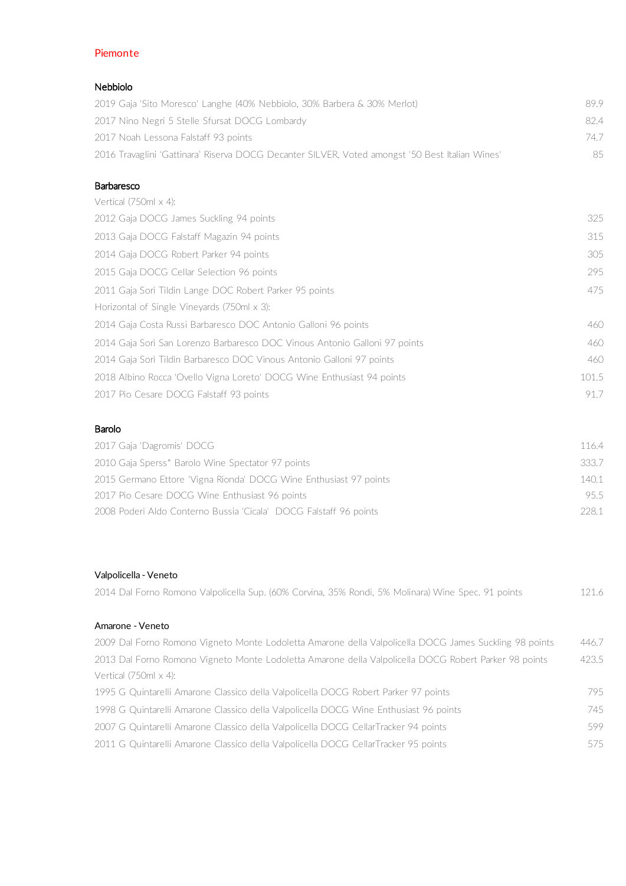## Piemonte

### Nebbiolo

| | |
|---|---|
| 2019 Gaja 'Sito Moresco' Langhe (40% Nebbiolo, 30% Barbera & 30% Merlot) | 89.9 |
| 2017 Nino Negri 5 Stelle Sfursat DOCG Lombardy | 82.4 |
| 2017 Noah Lessona Falstaff 93 points | 74.7 |
| 2016 Travaglini 'Gattinara' Riserva DOCG Decanter SILVER, Voted amongst '50 Best Italian Wines' | 85 |

### Barbaresco

| | |
|---|---|
| Vertical (750ml x 4): | |
| 2012 Gaja DOCG James Suckling 94 points | 325 |
| 2013 Gaja DOCG Falstaff Magazin 94 points | 315 |
| 2014 Gaja DOCG Robert Parker 94 points | 305 |
| 2015 Gaja DOCG Cellar Selection 96 points | 295 |
| 2011 Gaja Sorì Tildin Lange DOC Robert Parker 95 points | 475 |
| Horizontal of Single Vineyards (750ml x 3): | |
| 2014 Gaja Costa Russi Barbaresco DOC Antonio Galloni 96 points | 460 |
| 2014 Gaja Sorì San Lorenzo Barbaresco DOC Vinous Antonio Galloni 97 points | 460 |
| 2014 Gaja Sorì Tildin Barbaresco DOC Vinous Antonio Galloni 97 points | 460 |
| 2018 Albino Rocca 'Ovello Vigna Loreto' DOCG Wine Enthusiast 94 points | 101.5 |
| 2017 Pio Cesare DOCG Falstaff 93 points | 91.7 |

### Barolo

| | |
|---|---|
| 2017 Gaja 'Dagromis' DOCG | 116.4 |
| 2010 Gaja Sperss* Barolo Wine Spectator 97 points | 333.7 |
| 2015 Germano Ettore 'Vigna Rionda' DOCG Wine Enthusiast 97 points | 140.1 |
| 2017 Pio Cesare DOCG Wine Enthusiast 96 points | 95.5 |
| 2008 Poderi Aldo Conterno Bussia 'Cicala' DOCG Falstaff 96 points | 228.1 |

### Valpolicella - Veneto

| | |
|---|---|
| 2014 Dal Forno Romono Valpolicella Sup. (60% Corvina, 35% Rondi, 5% Molinara) Wine Spec. 91 points | 121.6 |

### Amarone - Veneto

| | |
|---|---|
| 2009 Dal Forno Romono Vigneto Monte Lodoletta Amarone della Valpolicella DOCG James Suckling 98 points | 446.7 |
| 2013 Dal Forno Romono Vigneto Monte Lodoletta Amarone della Valpolicella DOCG Robert Parker 98 points | 423.5 |
| Vertical (750ml x 4): | |
| 1995 G Quintarelli Amarone Classico della Valpolicella DOCG Robert Parker 97 points | 795 |
| 1998 G Quintarelli Amarone Classico della Valpolicella DOCG Wine Enthusiast 96 points | 745 |
| 2007 G Quintarelli Amarone Classico della Valpolicella DOCG CellarTracker 94 points | 599 |
| 2011 G Quintarelli Amarone Classico della Valpolicella DOCG CellarTracker 95 points | 575 |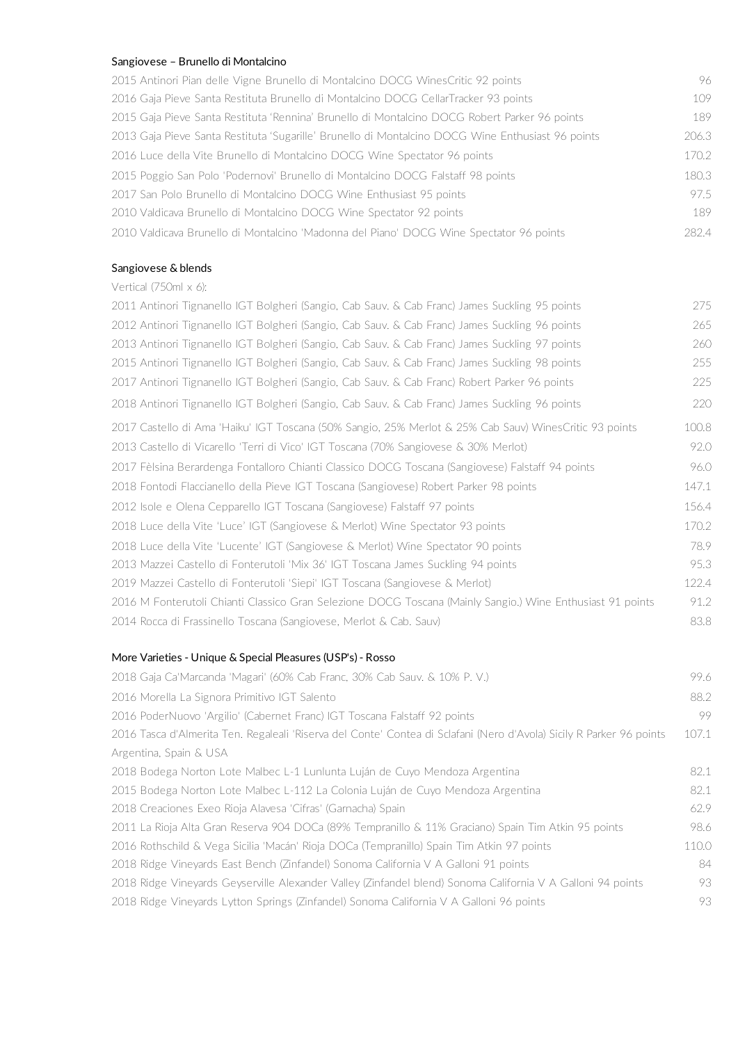### Sangiovese – Brunello di Montalcino

| | |
|---|---|
| 2015 Antinori Pian delle Vigne Brunello di Montalcino DOCG WinesCritic 92 points | 96 |
| 2016 Gaja Pieve Santa Restituta Brunello di Montalcino DOCG CellarTracker 93 points | 109 |
| 2015 Gaja Pieve Santa Restituta 'Rennina' Brunello di Montalcino DOCG Robert Parker 96 points | 189 |
| 2013 Gaja Pieve Santa Restituta 'Sugarille' Brunello di Montalcino DOCG Wine Enthusiast 96 points | 206.3 |
| 2016 Luce della Vite Brunello di Montalcino DOCG Wine Spectator 96 points | 170.2 |
| 2015 Poggio San Polo 'Podernovi' Brunello di Montalcino DOCG Falstaff 98 points | 180.3 |
| 2017 San Polo Brunello di Montalcino DOCG Wine Enthusiast 95 points | 97.5 |
| 2010 Valdicava Brunello di Montalcino DOCG Wine Spectator 92 points | 189 |
| 2010 Valdicava Brunello di Montalcino 'Madonna del Piano' DOCG Wine Spectator 96 points | 282.4 |

### Sangiovese & blends

Vertical (750ml x 6):

| | |
|---|---|
| 2011 Antinori Tignanello IGT Bolgheri (Sangio, Cab Sauv. & Cab Franc) James Suckling 95 points | 275 |
| 2012 Antinori Tignanello IGT Bolgheri (Sangio, Cab Sauv. & Cab Franc) James Suckling 96 points | 265 |
| 2013 Antinori Tignanello IGT Bolgheri (Sangio, Cab Sauv. & Cab Franc) James Suckling 97 points | 260 |
| 2015 Antinori Tignanello IGT Bolgheri (Sangio, Cab Sauv. & Cab Franc) James Suckling 98 points | 255 |
| 2017 Antinori Tignanello IGT Bolgheri (Sangio, Cab Sauv. & Cab Franc) Robert Parker 96 points | 225 |
| 2018 Antinori Tignanello IGT Bolgheri (Sangio, Cab Sauv. & Cab Franc) James Suckling 96 points | 220 |
| 2017 Castello di Ama 'Haiku' IGT Toscana (50% Sangio, 25% Merlot & 25% Cab Sauv) WinesCritic 93 points | 100.8 |
| 2013 Castello di Vicarello 'Terri di Vico' IGT Toscana (70% Sangiovese & 30% Merlot) | 92.0 |
| 2017 Fèlsina Berardenga Fontalloro Chianti Classico DOCG Toscana (Sangiovese) Falstaff 94 points | 96.0 |
| 2018 Fontodi Flaccianello della Pieve IGT Toscana (Sangiovese) Robert Parker 98 points | 147.1 |
| 2012 Isole e Olena Cepparello IGT Toscana (Sangiovese) Falstaff 97 points | 156.4 |
| 2018 Luce della Vite 'Luce' IGT (Sangiovese & Merlot) Wine Spectator 93 points | 170.2 |
| 2018 Luce della Vite 'Lucente' IGT (Sangiovese & Merlot) Wine Spectator 90 points | 78.9 |
| 2013 Mazzei Castello di Fonterutoli 'Mix 36' IGT Toscana James Suckling 94 points | 95.3 |
| 2019 Mazzei Castello di Fonterutoli 'Siepi' IGT Toscana (Sangiovese & Merlot) | 122.4 |
| 2016 M Fonterutoli Chianti Classico Gran Selezione DOCG Toscana (Mainly Sangio.) Wine Enthusiast 91 points | 91.2 |
| 2014 Rocca di Frassinello Toscana (Sangiovese, Merlot & Cab. Sauv) | 83.8 |

### More Varieties - Unique & Special Pleasures (USP's) - Rosso

| | |
|---|---|
| 2018 Gaja Ca'Marcanda 'Magari' (60% Cab Franc, 30% Cab Sauv. & 10% P. V.) | 99.6 |
| 2016 Morella La Signora Primitivo IGT Salento | 88.2 |
| 2016 PoderNuovo 'Argilio' (Cabernet Franc) IGT Toscana Falstaff 92 points | 99 |
| 2016 Tasca d'Almerita Ten. Regaleali 'Riserva del Conte' Contea di Sclafani (Nero d'Avola) Sicily R Parker 96 points | 107.1 |

Argentina, Spain & USA

| | |
|---|---|
| 2018 Bodega Norton Lote Malbec L-1 Lunlunta Luján de Cuyo Mendoza Argentina | 82.1 |
| 2015 Bodega Norton Lote Malbec L-112 La Colonia Luján de Cuyo Mendoza Argentina | 82.1 |
| 2018 Creaciones Exeo Rioja Alavesa 'Cifras' (Garnacha) Spain | 62.9 |
| 2011 La Rioja Alta Gran Reserva 904 DOCa (89% Tempranillo & 11% Graciano) Spain Tim Atkin 95 points | 98.6 |
| 2016 Rothschild & Vega Sicilia 'Macán' Rioja DOCa (Tempranillo) Spain Tim Atkin 97 points | 110.0 |
| 2018 Ridge Vineyards East Bench (Zinfandel) Sonoma California V A Galloni 91 points | 84 |
| 2018 Ridge Vineyards Geyserville Alexander Valley (Zinfandel blend) Sonoma California V A Galloni 94 points | 93 |
| 2018 Ridge Vineyards Lytton Springs (Zinfandel) Sonoma California V A Galloni 96 points | 93 |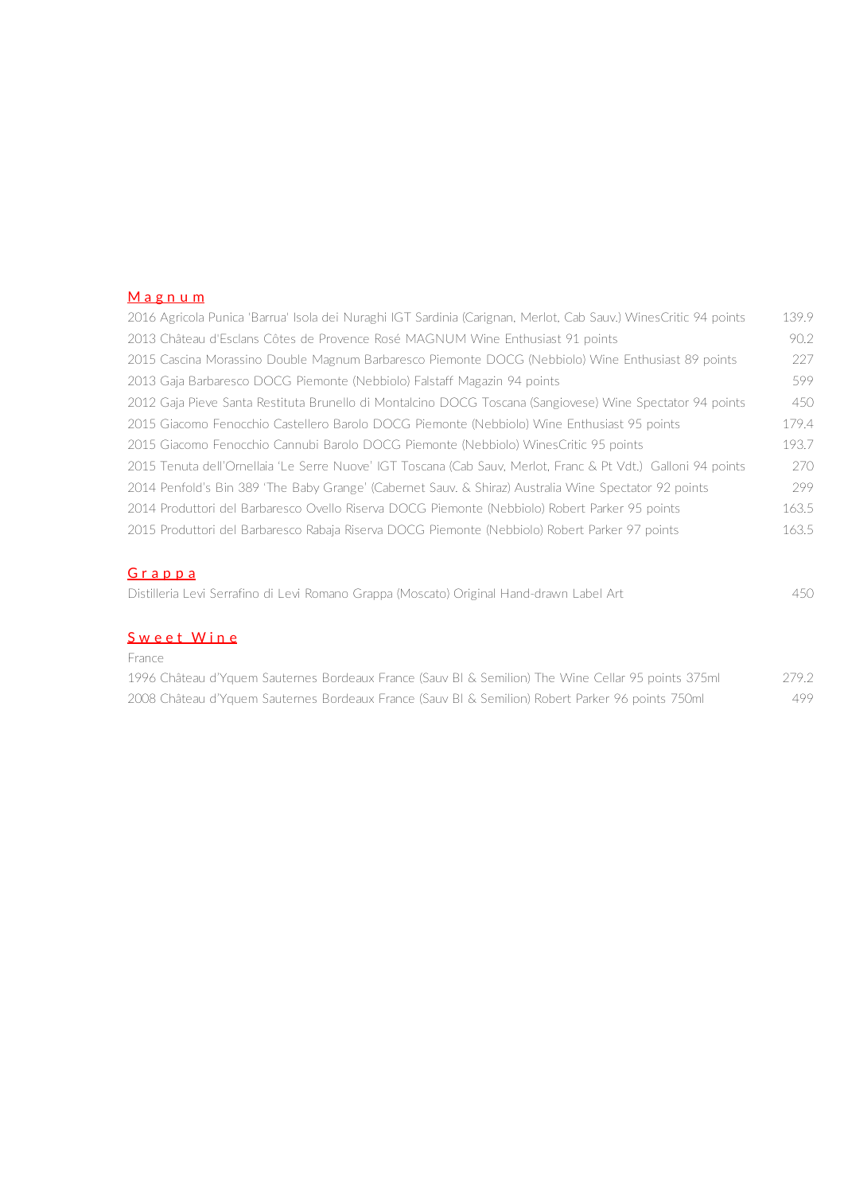## Magnum

| | |
|---|---|
| 2016 Agricola Punica 'Barrua' Isola dei Nuraghi IGT Sardinia (Carignan, Merlot, Cab Sauv.) WinesCritic 94 points | 139.9 |
| 2013 Château d'Esclans Côtes de Provence Rosé MAGNUM Wine Enthusiast 91 points | 90.2 |
| 2015 Cascina Morassino Double Magnum Barbaresco Piemonte DOCG (Nebbiolo) Wine Enthusiast 89 points | 227 |
| 2013 Gaja Barbaresco DOCG Piemonte (Nebbiolo) Falstaff Magazin 94 points | 599 |
| 2012 Gaja Pieve Santa Restituta Brunello di Montalcino DOCG Toscana (Sangiovese) Wine Spectator 94 points | 450 |
| 2015 Giacomo Fenocchio Castellero Barolo DOCG Piemonte (Nebbiolo) Wine Enthusiast 95 points | 179.4 |
| 2015 Giacomo Fenocchio Cannubi Barolo DOCG Piemonte (Nebbiolo) WinesCritic 95 points | 193.7 |
| 2015 Tenuta dell'Ornellaia 'Le Serre Nuove' IGT Toscana (Cab Sauv, Merlot, Franc & Pt Vdt.) Galloni 94 points | 270 |
| 2014 Penfold's Bin 389 'The Baby Grange' (Cabernet Sauv. & Shiraz) Australia Wine Spectator 92 points | 299 |
| 2014 Produttori del Barbaresco Ovello Riserva DOCG Piemonte (Nebbiolo) Robert Parker 95 points | 163.5 |
| 2015 Produttori del Barbaresco Rabaja Riserva DOCG Piemonte (Nebbiolo) Robert Parker 97 points | 163.5 |

## Grappa

| | |
|---|---|
| Distilleria Levi Serrafino di Levi Romano Grappa (Moscato) Original Hand-drawn Label Art | 450 |

## Sweet Wine

France

| | |
|---|---|
| 1996 Château d'Yquem Sauternes Bordeaux France (Sauv Bl & Semilion) The Wine Cellar 95 points 375ml | 279.2 |
| 2008 Château d'Yquem Sauternes Bordeaux France (Sauv Bl & Semilion) Robert Parker 96 points 750ml | 499 |